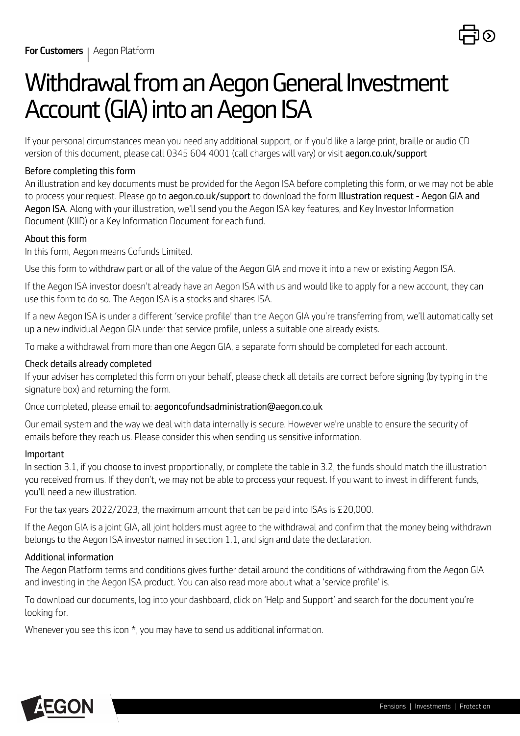**For Customers** | Aegon Platform

# Withdrawal from an Aegon General Investment Account (GIA) into an Aegon ISA

If your personal circumstances mean you need any additional support, or if you'd like a large print, braille or audio CD version of this document, please call 0345 604 4001 (call charges will vary) or visit **aegon.co.uk/support**

### Before completing this form

An illustration and key documents must be provided for the Aegon ISA before completing this form, or we may not be able to process your request. Please go to **aegon.co.uk/support** to download the form **Illustration request - Aegon GIA and Aegon ISA**. Along with your illustration, we'll send you the Aegon ISA key features, and Key Investor Information Document (KIID) or a Key Information Document for each fund.

### About this form

In this form, Aegon means Cofunds Limited.

Use this form to withdraw part or all of the value of the Aegon GIA and move it into a new or existing Aegon ISA.

If the Aegon ISA investor doesn't already have an Aegon ISA with us and would like to apply for a new account, they can use this form to do so. The Aegon ISA is a stocks and shares ISA.

If a new Aegon ISA is under a different 'service profile' than the Aegon GIA you're transferring from, we'll automatically set up a new individual Aegon GIA under that service profile, unless a suitable one already exists.

To make a withdrawal from more than one Aegon GIA, a separate form should be completed for each account.

### Check details already completed

If your adviser has completed this form on your behalf, please check all details are correct before signing (by typing in the signature box) and returning the form.

Once completed, please email to: **aegoncofundsadministration@aegon.co.uk**

Our email system and the way we deal with data internally is secure. However we're unable to ensure the security of emails before they reach us. Please consider this when sending us sensitive information.

### Important

In section 3.1, if you choose to invest proportionally, or complete the table in 3.2, the funds should match the illustration you received from us. If they don't, we may not be able to process your request. If you want to invest in different funds, you'll need a new illustration.

For the tax years 2022/2023, the maximum amount that can be paid into ISAs is £20,000.

If the Aegon GIA is a joint GIA, all joint holders must agree to the withdrawal and confirm that the money being withdrawn belongs to the Aegon ISA investor named in section 1.1, and sign and date the declaration.

### Additional information

The Aegon Platform terms and conditions gives further detail around the conditions of withdrawing from the Aegon GIA and investing in the Aegon ISA product. You can also read more about what a 'service profile' is.

To download our documents, log into your dashboard, click on 'Help and Support' and search for the document you're looking for.

Whenever you see this icon *, you may have to send us additional information.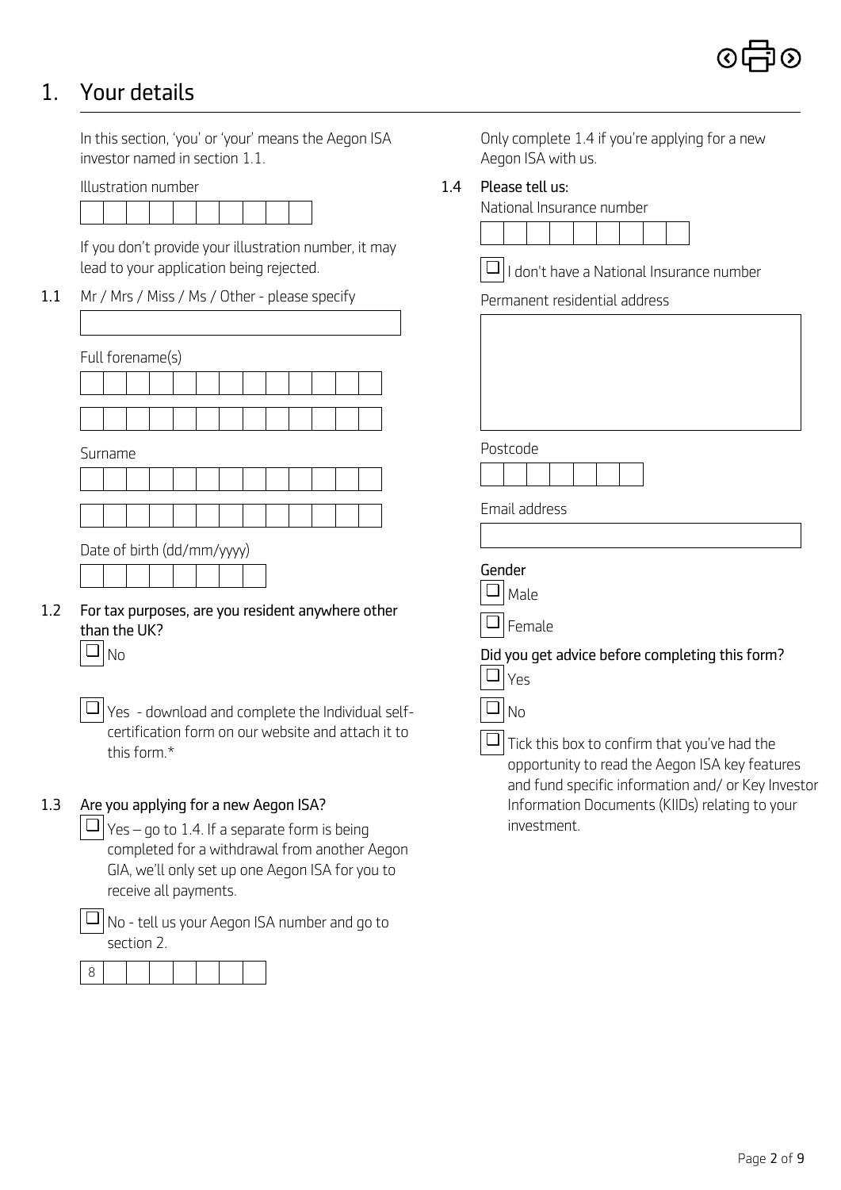## 1. Your details

In this section, 'you' or 'your' means the Aegon ISA investor named in section 1.1.

Illustration number

If you don't provide your illustration number, it may lead to your application being rejected.

**1.1** Mr / Mrs / Miss / Ms / Other - please specify

Full forename(s)

Surname

Date of birth (dd/mm/yyyy)

**1.2 For tax purposes, are you resident anywhere other than the UK?**

- ☐ No
- ☐ Yes - download and complete the Individual self-certification form on our website and attach it to this form.*

**1.3 Are you applying for a new Aegon ISA?**

- ☐ Yes – go to 1.4. If a separate form is being completed for a withdrawal from another Aegon GIA, we'll only set up one Aegon ISA for you to receive all payments.
- ☐ No - tell us your Aegon ISA number and go to section 2.

8

Only complete 1.4 if you're applying for a new Aegon ISA with us.

**1.4 Please tell us:**

National Insurance number

- ☐ I don't have a National Insurance number

Permanent residential address

Postcode

Email address

**Gender**

- ☐ Male
- ☐ Female

**Did you get advice before completing this form?**

- ☐ Yes
- ☐ No

☐ Tick this box to confirm that you've had the opportunity to read the Aegon ISA key features and fund specific information and/ or Key Investor Information Documents (KIIDs) relating to your investment.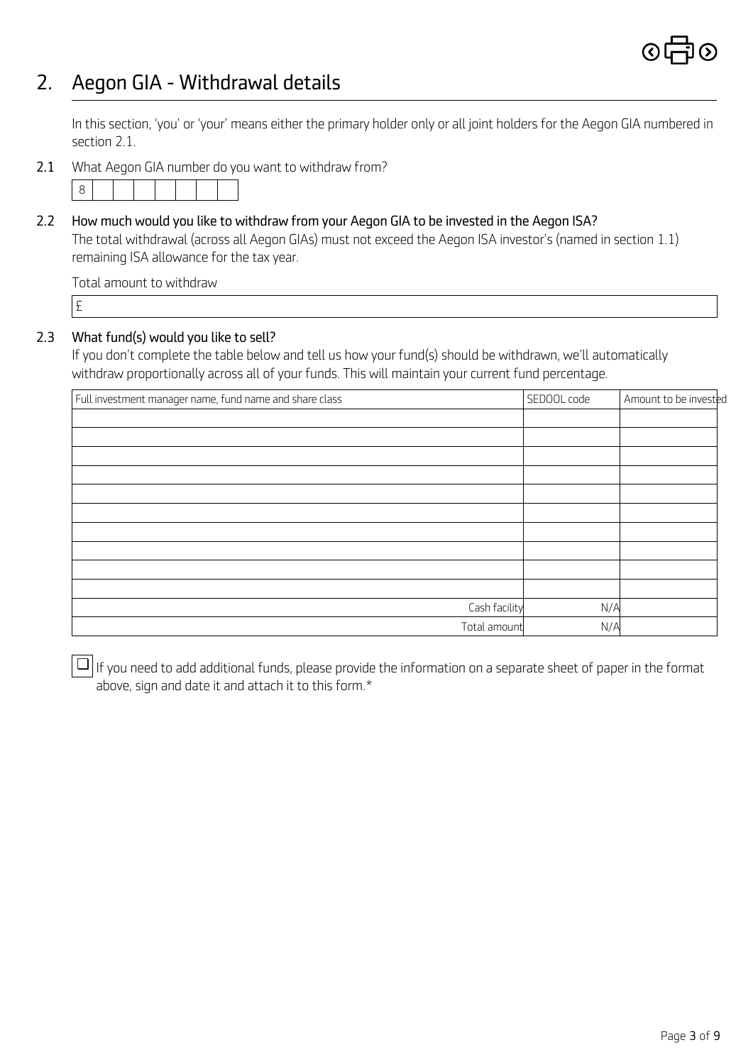## 2. Aegon GIA - Withdrawal details

In this section, 'you' or 'your' means either the primary holder only or all joint holders for the Aegon GIA numbered in section 2.1.

**2.1** What Aegon GIA number do you want to withdraw from?

| 8 | | | | | | | |
|---|---|---|---|---|---|---|---|

**2.2** **How much would you like to withdraw from your Aegon GIA to be invested in the Aegon ISA?**

The total withdrawal (across all Aegon GIAs) must not exceed the Aegon ISA investor's (named in section 1.1) remaining ISA allowance for the tax year.

Total amount to withdraw

£

**2.3** **What fund(s) would you like to sell?**

If you don't complete the table below and tell us how your fund(s) should be withdrawn, we'll automatically withdraw proportionally across all of your funds. This will maintain your current fund percentage.

| Full investment manager name, fund name and share class | SEDOOL code | Amount to be invested |
|---|---|---|
| | | |
| | | |
| | | |
| | | |
| | | |
| | | |
| | | |
| | | |
| | | |
| | | |
| Cash facility | N/A | |
| Total amount | N/A | |

☐ If you need to add additional funds, please provide the information on a separate sheet of paper in the format above, sign and date it and attach it to this form.*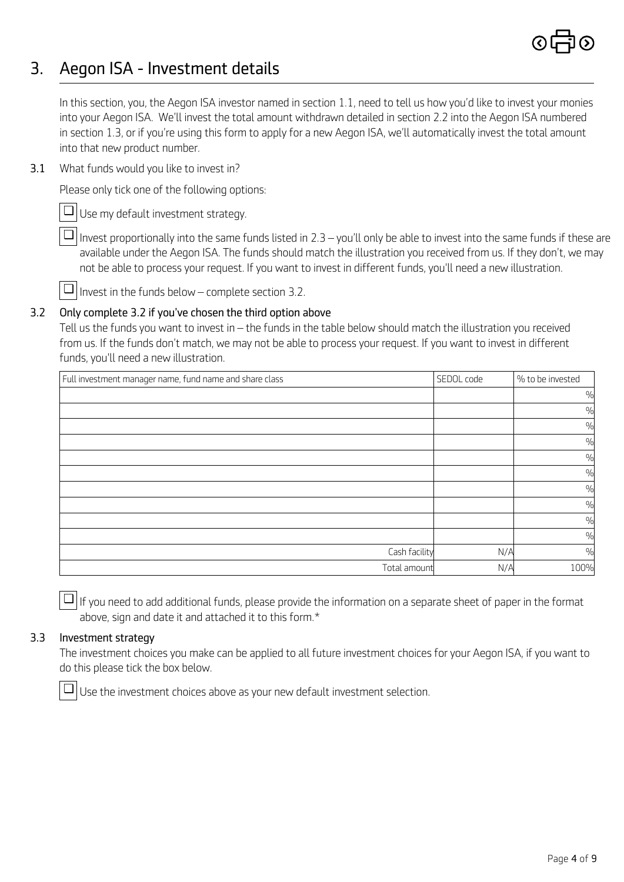## 3. Aegon ISA - Investment details

In this section, you, the Aegon ISA investor named in section 1.1, need to tell us how you'd like to invest your monies into your Aegon ISA. We'll invest the total amount withdrawn detailed in section 2.2 into the Aegon ISA numbered in section 1.3, or if you're using this form to apply for a new Aegon ISA, we'll automatically invest the total amount into that new product number.

**3.1** What funds would you like to invest in?

Please only tick one of the following options:

☐ Use my default investment strategy.

☐ Invest proportionally into the same funds listed in 2.3 – you'll only be able to invest into the same funds if these are available under the Aegon ISA. The funds should match the illustration you received from us. If they don't, we may not be able to process your request. If you want to invest in different funds, you'll need a new illustration.

☐ Invest in the funds below – complete section 3.2.

**3.2** **Only complete 3.2 if you've chosen the third option above**

Tell us the funds you want to invest in – the funds in the table below should match the illustration you received from us. If the funds don't match, we may not be able to process your request. If you want to invest in different funds, you'll need a new illustration.

| Full investment manager name, fund name and share class | SEDOL code | % to be invested |
|---|---|---|
| | | % |
| | | % |
| | | % |
| | | % |
| | | % |
| | | % |
| | | % |
| | | % |
| | | % |
| | | % |
| Cash facility | N/A | % |
| Total amount | N/A | 100% |

☐ If you need to add additional funds, please provide the information on a separate sheet of paper in the format above, sign and date it and attached it to this form.*

**3.3** **Investment strategy**

The investment choices you make can be applied to all future investment choices for your Aegon ISA, if you want to do this please tick the box below.

☐ Use the investment choices above as your new default investment selection.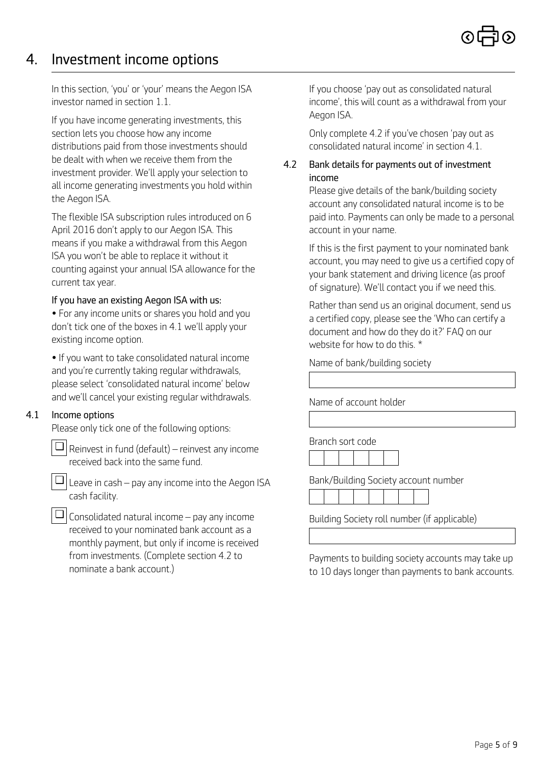## 4. Investment income options

In this section, 'you' or 'your' means the Aegon ISA investor named in section 1.1.

If you have income generating investments, this section lets you choose how any income distributions paid from those investments should be dealt with when we receive them from the investment provider. We'll apply your selection to all income generating investments you hold within the Aegon ISA.

The flexible ISA subscription rules introduced on 6 April 2016 don't apply to our Aegon ISA. This means if you make a withdrawal from this Aegon ISA you won't be able to replace it without it counting against your annual ISA allowance for the current tax year.

**If you have an existing Aegon ISA with us:**

- For any income units or shares you hold and you don't tick one of the boxes in 4.1 we'll apply your existing income option.
- If you want to take consolidated natural income and you're currently taking regular withdrawals, please select 'consolidated natural income' below and we'll cancel your existing regular withdrawals.

### 4.1 Income options

Please only tick one of the following options:

- ☐ Reinvest in fund (default) – reinvest any income received back into the same fund.
- ☐ Leave in cash – pay any income into the Aegon ISA cash facility.
- ☐ Consolidated natural income – pay any income received to your nominated bank account as a monthly payment, but only if income is received from investments. (Complete section 4.2 to nominate a bank account.)

If you choose 'pay out as consolidated natural income', this will count as a withdrawal from your Aegon ISA.

Only complete 4.2 if you've chosen 'pay out as consolidated natural income' in section 4.1.

### 4.2 Bank details for payments out of investment income

Please give details of the bank/building society account any consolidated natural income is to be paid into. Payments can only be made to a personal account in your name.

If this is the first payment to your nominated bank account, you may need to give us a certified copy of your bank statement and driving licence (as proof of signature). We'll contact you if we need this.

Rather than send us an original document, send us a certified copy, please see the 'Who can certify a document and how do they do it?' FAQ on our website for how to do this. *

Name of bank/building society

\_\_\_\_\_\_\_\_\_\_\_\_\_\_\_\_\_\_\_\_

Name of account holder

\_\_\_\_\_\_\_\_\_\_\_\_\_\_\_\_\_\_\_\_

Branch sort code

| | | | | | |
|---|---|---|---|---|---|

Bank/Building Society account number

| | | | | | | | |
|---|---|---|---|---|---|---|---|

Building Society roll number (if applicable)

\_\_\_\_\_\_\_\_\_\_\_\_\_\_\_\_\_\_\_\_

Payments to building society accounts may take up to 10 days longer than payments to bank accounts.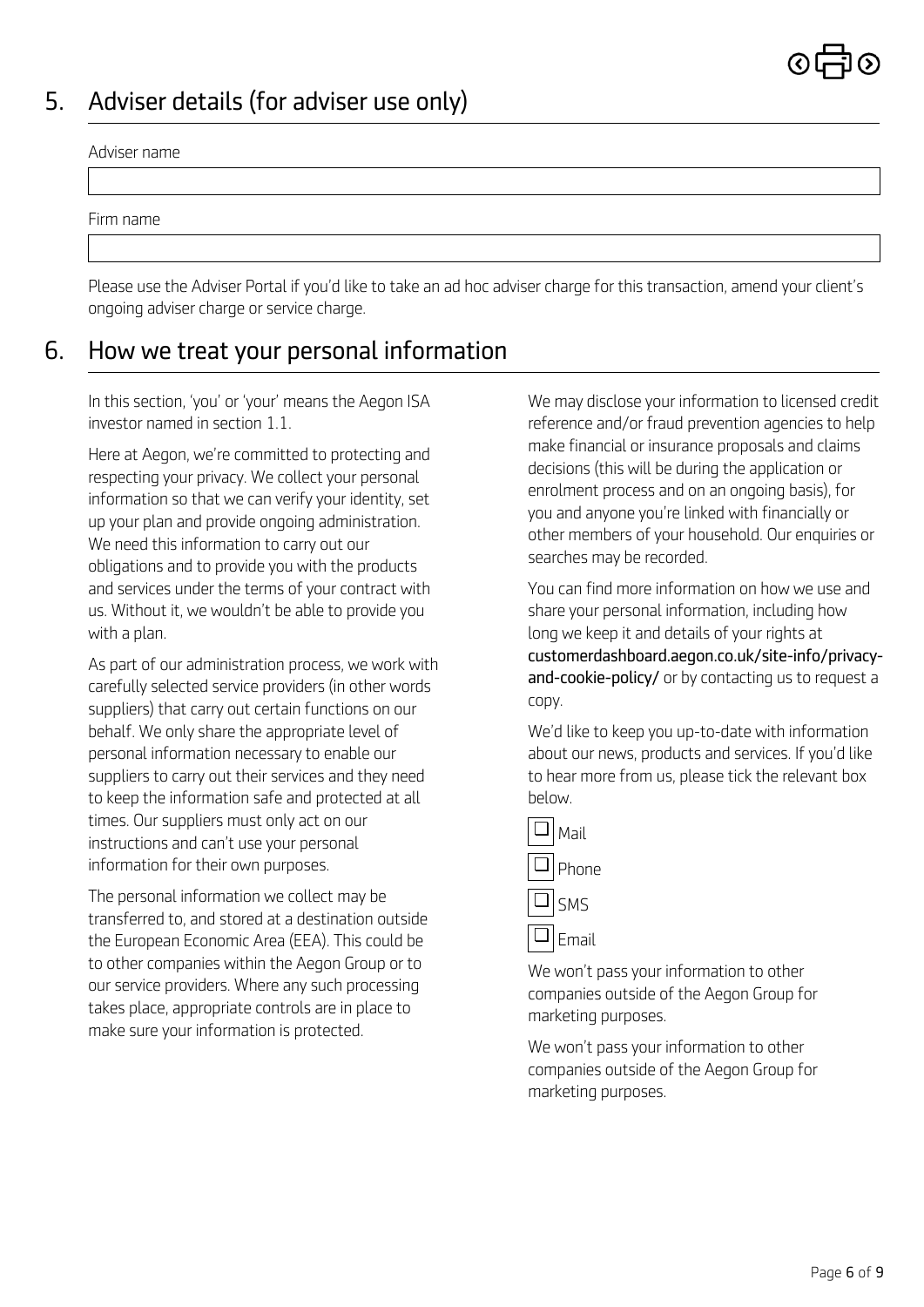## 5. Adviser details (for adviser use only)

Adviser name

Firm name

Please use the Adviser Portal if you'd like to take an ad hoc adviser charge for this transaction, amend your client's ongoing adviser charge or service charge.

## 6. How we treat your personal information

In this section, 'you' or 'your' means the Aegon ISA investor named in section 1.1.

Here at Aegon, we're committed to protecting and respecting your privacy. We collect your personal information so that we can verify your identity, set up your plan and provide ongoing administration. We need this information to carry out our obligations and to provide you with the products and services under the terms of your contract with us. Without it, we wouldn't be able to provide you with a plan.

As part of our administration process, we work with carefully selected service providers (in other words suppliers) that carry out certain functions on our behalf. We only share the appropriate level of personal information necessary to enable our suppliers to carry out their services and they need to keep the information safe and protected at all times. Our suppliers must only act on our instructions and can't use your personal information for their own purposes.

The personal information we collect may be transferred to, and stored at a destination outside the European Economic Area (EEA). This could be to other companies within the Aegon Group or to our service providers. Where any such processing takes place, appropriate controls are in place to make sure your information is protected.

We may disclose your information to licensed credit reference and/or fraud prevention agencies to help make financial or insurance proposals and claims decisions (this will be during the application or enrolment process and on an ongoing basis), for you and anyone you're linked with financially or other members of your household. Our enquiries or searches may be recorded.

You can find more information on how we use and share your personal information, including how long we keep it and details of your rights at **customerdashboard.aegon.co.uk/site-info/privacy-and-cookie-policy/** or by contacting us to request a copy.

We'd like to keep you up-to-date with information about our news, products and services. If you'd like to hear more from us, please tick the relevant box below.

- ☐ Mail
- ☐ Phone
- ☐ SMS
- ☐ Email

We won't pass your information to other companies outside of the Aegon Group for marketing purposes.

We won't pass your information to other companies outside of the Aegon Group for marketing purposes.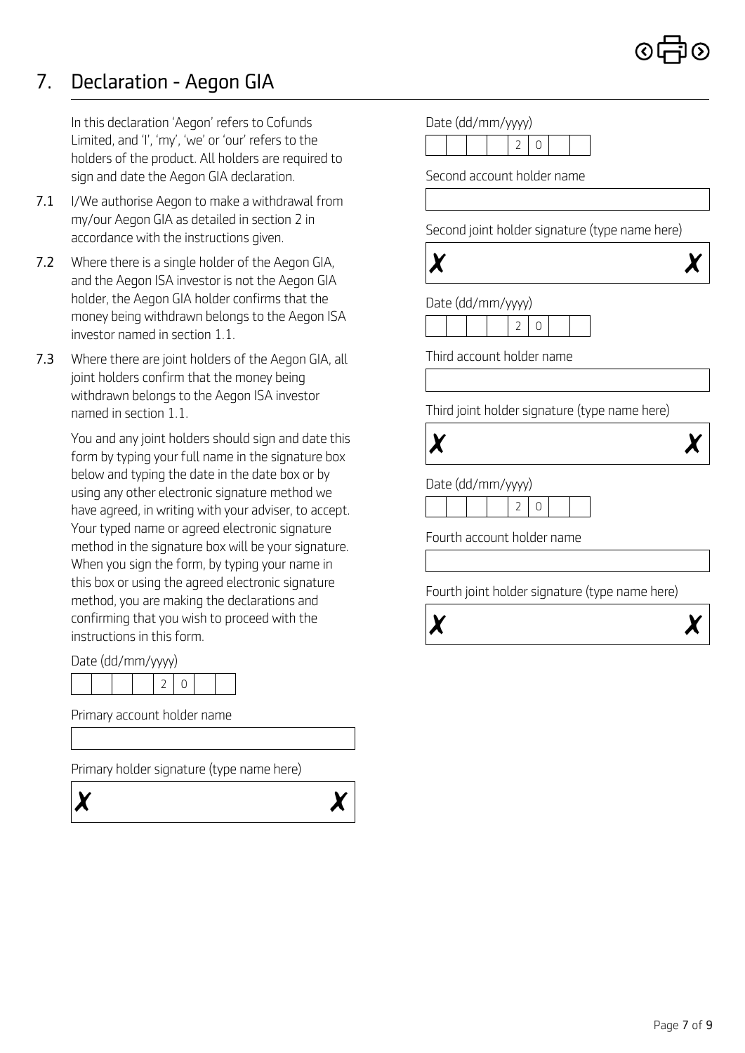## 7. Declaration - Aegon GIA

In this declaration 'Aegon' refers to Cofunds Limited, and 'I', 'my', 'we' or 'our' refers to the holders of the product. All holders are required to sign and date the Aegon GIA declaration.

**7.1** I/We authorise Aegon to make a withdrawal from my/our Aegon GIA as detailed in section 2 in accordance with the instructions given.

**7.2** Where there is a single holder of the Aegon GIA, and the Aegon ISA investor is not the Aegon GIA holder, the Aegon GIA holder confirms that the money being withdrawn belongs to the Aegon ISA investor named in section 1.1.

**7.3** Where there are joint holders of the Aegon GIA, all joint holders confirm that the money being withdrawn belongs to the Aegon ISA investor named in section 1.1.

You and any joint holders should sign and date this form by typing your full name in the signature box below and typing the date in the date box or by using any other electronic signature method we have agreed, in writing with your adviser, to accept. Your typed name or agreed electronic signature method in the signature box will be your signature. When you sign the form, by typing your name in this box or using the agreed electronic signature method, you are making the declarations and confirming that you wish to proceed with the instructions in this form.

Date (dd/mm/yyyy)

| | | | | 2 | 0 | | |
|---|---|---|---|---|---|---|---|

Primary account holder name

Primary holder signature (type name here)

✗ ✗

Date (dd/mm/yyyy)

| | | | | 2 | 0 | | |
|---|---|---|---|---|---|---|---|

Second account holder name

Second joint holder signature (type name here)

✗ ✗

Date (dd/mm/yyyy)

| | | | | 2 | 0 | | |
|---|---|---|---|---|---|---|---|

Third account holder name

Third joint holder signature (type name here)

✗ ✗

Date (dd/mm/yyyy)

| | | | | 2 | 0 | | |
|---|---|---|---|---|---|---|---|

Fourth account holder name

Fourth joint holder signature (type name here)

✗ ✗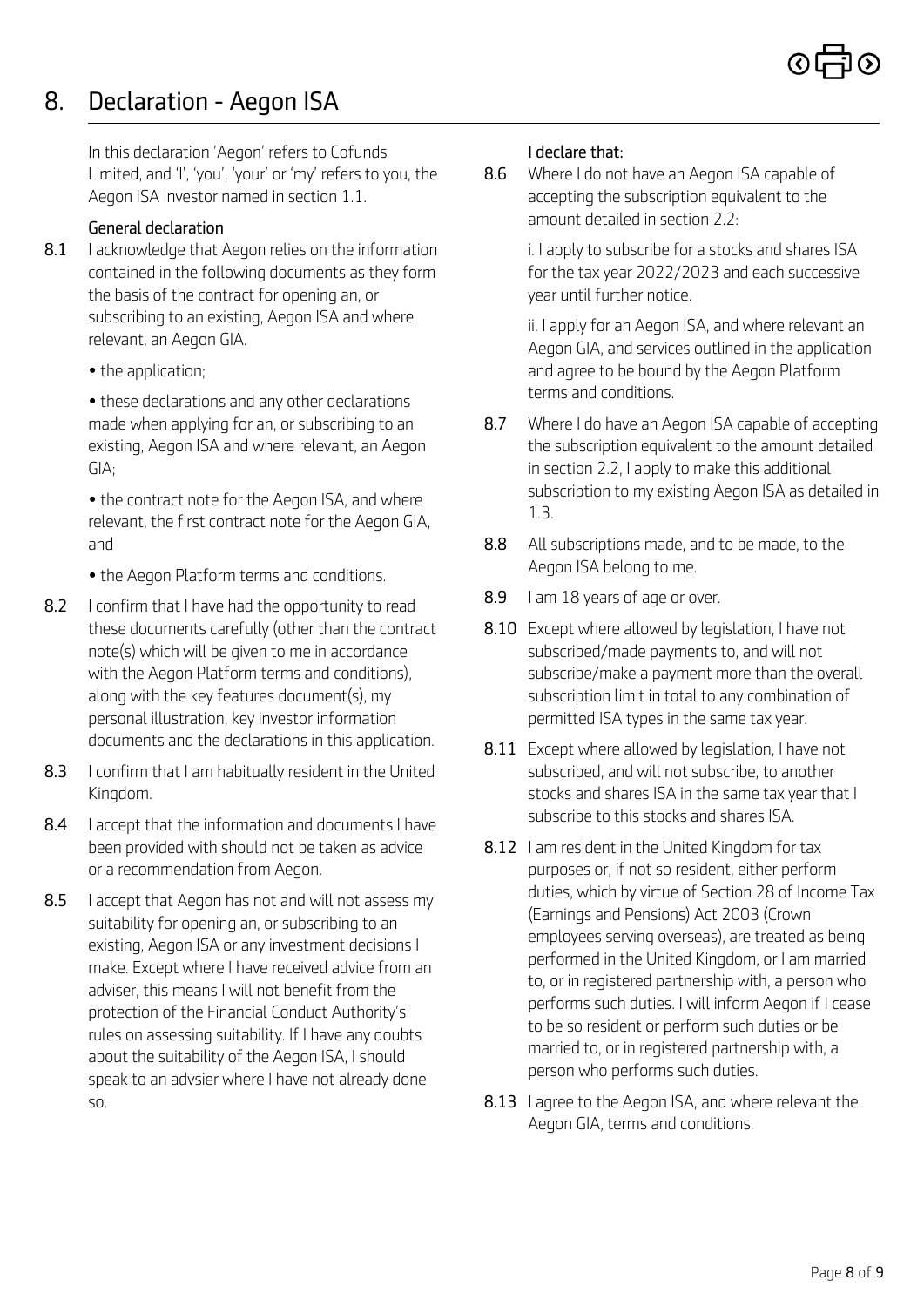## 8. Declaration - Aegon ISA

In this declaration 'Aegon' refers to Cofunds Limited, and 'I', 'you', 'your' or 'my' refers to you, the Aegon ISA investor named in section 1.1.

### General declaration

**8.1** I acknowledge that Aegon relies on the information contained in the following documents as they form the basis of the contract for opening an, or subscribing to an existing, Aegon ISA and where relevant, an Aegon GIA.

- the application;
- these declarations and any other declarations made when applying for an, or subscribing to an existing, Aegon ISA and where relevant, an Aegon GIA;
- the contract note for the Aegon ISA, and where relevant, the first contract note for the Aegon GIA, and
- the Aegon Platform terms and conditions.

**8.2** I confirm that I have had the opportunity to read these documents carefully (other than the contract note(s) which will be given to me in accordance with the Aegon Platform terms and conditions), along with the key features document(s), my personal illustration, key investor information documents and the declarations in this application.

**8.3** I confirm that I am habitually resident in the United Kingdom.

**8.4** I accept that the information and documents I have been provided with should not be taken as advice or a recommendation from Aegon.

**8.5** I accept that Aegon has not and will not assess my suitability for opening an, or subscribing to an existing, Aegon ISA or any investment decisions I make. Except where I have received advice from an adviser, this means I will not benefit from the protection of the Financial Conduct Authority's rules on assessing suitability. If I have any doubts about the suitability of the Aegon ISA, I should speak to an advsier where I have not already done so.

### I declare that:

**8.6** Where I do not have an Aegon ISA capable of accepting the subscription equivalent to the amount detailed in section 2.2:

i. I apply to subscribe for a stocks and shares ISA for the tax year 2022/2023 and each successive year until further notice.

ii. I apply for an Aegon ISA, and where relevant an Aegon GIA, and services outlined in the application and agree to be bound by the Aegon Platform terms and conditions.

**8.7** Where I do have an Aegon ISA capable of accepting the subscription equivalent to the amount detailed in section 2.2, I apply to make this additional subscription to my existing Aegon ISA as detailed in 1.3.

**8.8** All subscriptions made, and to be made, to the Aegon ISA belong to me.

**8.9** I am 18 years of age or over.

**8.10** Except where allowed by legislation, I have not subscribed/made payments to, and will not subscribe/make a payment more than the overall subscription limit in total to any combination of permitted ISA types in the same tax year.

**8.11** Except where allowed by legislation, I have not subscribed, and will not subscribe, to another stocks and shares ISA in the same tax year that I subscribe to this stocks and shares ISA.

**8.12** I am resident in the United Kingdom for tax purposes or, if not so resident, either perform duties, which by virtue of Section 28 of Income Tax (Earnings and Pensions) Act 2003 (Crown employees serving overseas), are treated as being performed in the United Kingdom, or I am married to, or in registered partnership with, a person who performs such duties. I will inform Aegon if I cease to be so resident or perform such duties or be married to, or in registered partnership with, a person who performs such duties.

**8.13** I agree to the Aegon ISA, and where relevant the Aegon GIA, terms and conditions.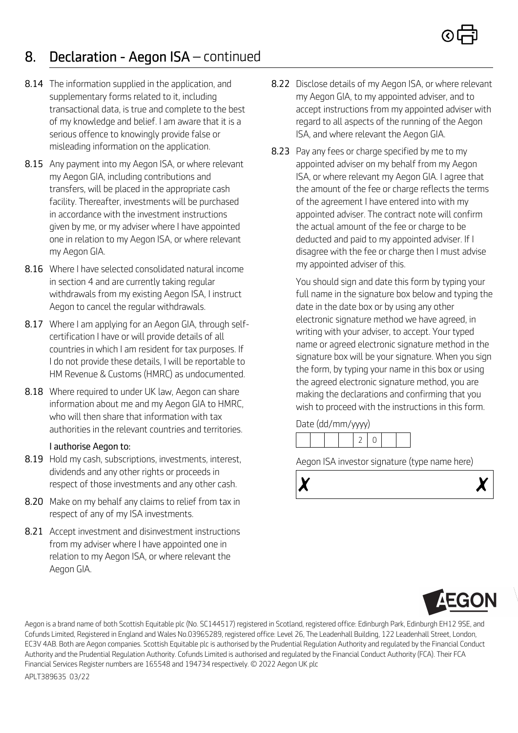## 8. Declaration - Aegon ISA – continued

**8.14** The information supplied in the application, and supplementary forms related to it, including transactional data, is true and complete to the best of my knowledge and belief. I am aware that it is a serious offence to knowingly provide false or misleading information on the application.

**8.15** Any payment into my Aegon ISA, or where relevant my Aegon GIA, including contributions and transfers, will be placed in the appropriate cash facility. Thereafter, investments will be purchased in accordance with the investment instructions given by me, or my adviser where I have appointed one in relation to my Aegon ISA, or where relevant my Aegon GIA.

**8.16** Where I have selected consolidated natural income in section 4 and are currently taking regular withdrawals from my existing Aegon ISA, I instruct Aegon to cancel the regular withdrawals.

**8.17** Where I am applying for an Aegon GIA, through self-certification I have or will provide details of all countries in which I am resident for tax purposes. If I do not provide these details, I will be reportable to HM Revenue & Customs (HMRC) as undocumented.

**8.18** Where required to under UK law, Aegon can share information about me and my Aegon GIA to HMRC, who will then share that information with tax authorities in the relevant countries and territories.

**I authorise Aegon to:**

**8.19** Hold my cash, subscriptions, investments, interest, dividends and any other rights or proceeds in respect of those investments and any other cash.

**8.20** Make on my behalf any claims to relief from tax in respect of any of my ISA investments.

**8.21** Accept investment and disinvestment instructions from my adviser where I have appointed one in relation to my Aegon ISA, or where relevant the Aegon GIA.

**8.22** Disclose details of my Aegon ISA, or where relevant my Aegon GIA, to my appointed adviser, and to accept instructions from my appointed adviser with regard to all aspects of the running of the Aegon ISA, and where relevant the Aegon GIA.

**8.23** Pay any fees or charge specified by me to my appointed adviser on my behalf from my Aegon ISA, or where relevant my Aegon GIA. I agree that the amount of the fee or charge reflects the terms of the agreement I have entered into with my appointed adviser. The contract note will confirm the actual amount of the fee or charge to be deducted and paid to my appointed adviser. If I disagree with the fee or charge then I must advise my appointed adviser of this.

You should sign and date this form by typing your full name in the signature box below and typing the date in the date box or by using any other electronic signature method we have agreed, in writing with your adviser, to accept. Your typed name or agreed electronic signature method in the signature box will be your signature. When you sign the form, by typing your name in this box or using the agreed electronic signature method, you are making the declarations and confirming that you wish to proceed with the instructions in this form.

Date (dd/mm/yyyy)

| | | | | | | | |
|---|---|---|---|---|---|---|---|
| | | | | 2 | 0 | | |

Aegon ISA investor signature (type name here)

✗ ✗

Aegon is a brand name of both Scottish Equitable plc (No. SC144517) registered in Scotland, registered office: Edinburgh Park, Edinburgh EH12 9SE, and Cofunds Limited, Registered in England and Wales No.03965289, registered office: Level 26, The Leadenhall Building, 122 Leadenhall Street, London, EC3V 4AB. Both are Aegon companies. Scottish Equitable plc is authorised by the Prudential Regulation Authority and regulated by the Financial Conduct Authority and the Prudential Regulation Authority. Cofunds Limited is authorised and regulated by the Financial Conduct Authority (FCA). Their FCA Financial Services Register numbers are 165548 and 194734 respectively. © 2022 Aegon UK plc

APLT389635 03/22